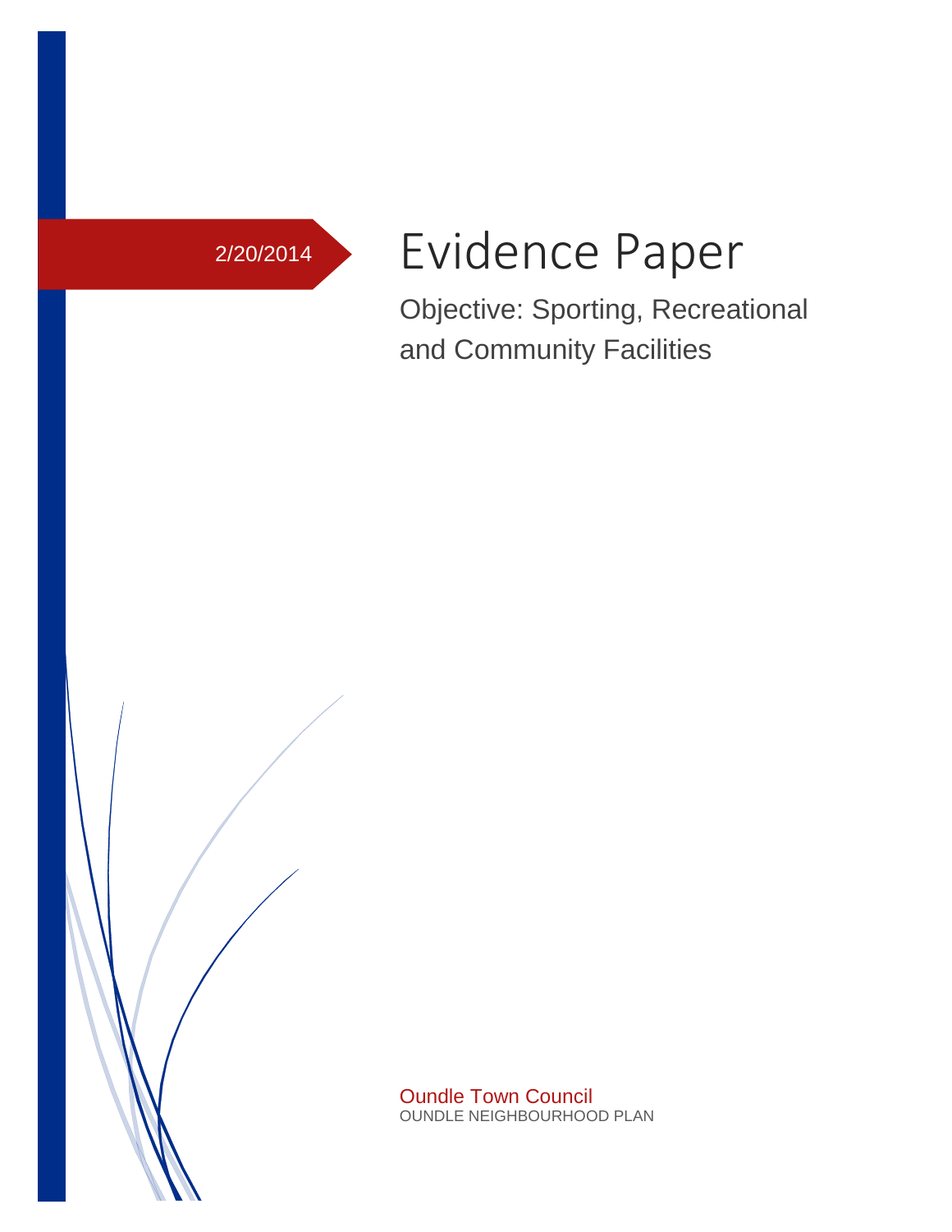2/20/2014

# Evidence Paper

Objective: Sporting, Recreational and Community Facilities

Oundle Town Council

OUNDLE NEIGHBOURHOOD PLAN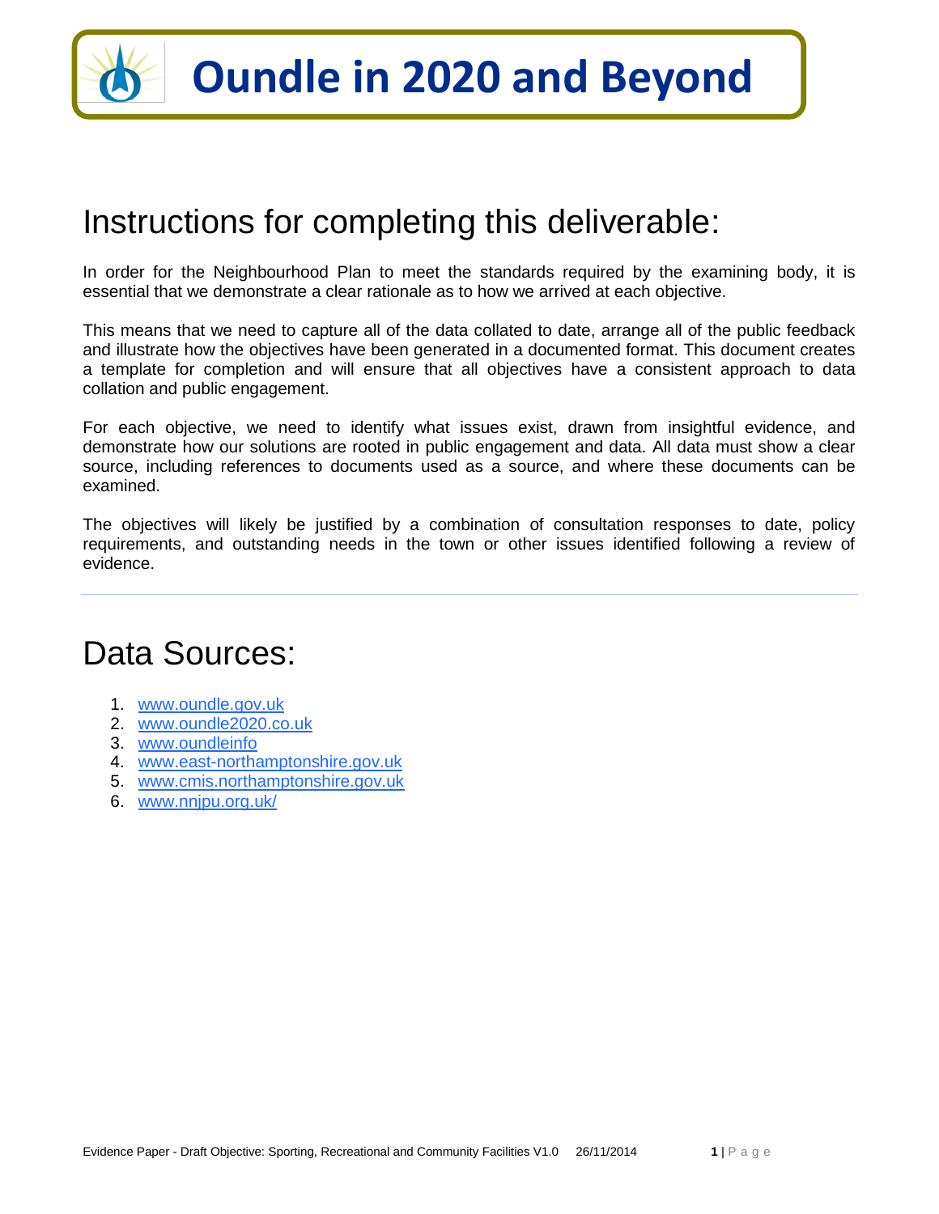# Oundle in 2020 and Beyond

## Instructions for completing this deliverable:

In order for the Neighbourhood Plan to meet the standards required by the examining body, it is essential that we demonstrate a clear rationale as to how we arrived at each objective.

This means that we need to capture all of the data collated to date, arrange all of the public feedback and illustrate how the objectives have been generated in a documented format. This document creates a template for completion and will ensure that all objectives have a consistent approach to data collation and public engagement.

For each objective, we need to identify what issues exist, drawn from insightful evidence, and demonstrate how our solutions are rooted in public engagement and data. All data must show a clear source, including references to documents used as a source, and where these documents can be examined.

The objectives will likely be justified by a combination of consultation responses to date, policy requirements, and outstanding needs in the town or other issues identified following a review of evidence.

---

## Data Sources:

1. www.oundle.gov.uk
2. www.oundle2020.co.uk
3. www.oundleinfo
4. www.east-northamptonshire.gov.uk
5. www.cmis.northamptonshire.gov.uk
6. www.nnjpu.org.uk/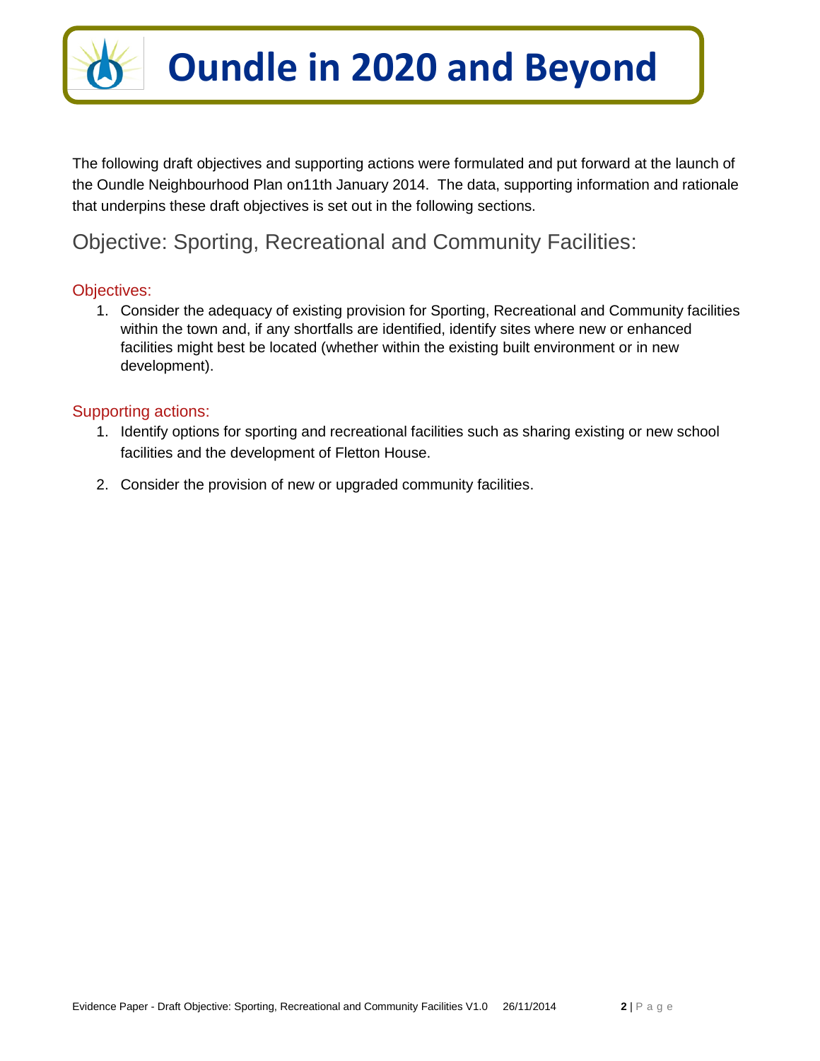# Oundle in 2020 and Beyond

The following draft objectives and supporting actions were formulated and put forward at the launch of the Oundle Neighbourhood Plan on11th January 2014. The data, supporting information and rationale that underpins these draft objectives is set out in the following sections.

## Objective: Sporting, Recreational and Community Facilities:

### Objectives:

1. Consider the adequacy of existing provision for Sporting, Recreational and Community facilities within the town and, if any shortfalls are identified, identify sites where new or enhanced facilities might best be located (whether within the existing built environment or in new development).

### Supporting actions:

1. Identify options for sporting and recreational facilities such as sharing existing or new school facilities and the development of Fletton House.
2. Consider the provision of new or upgraded community facilities.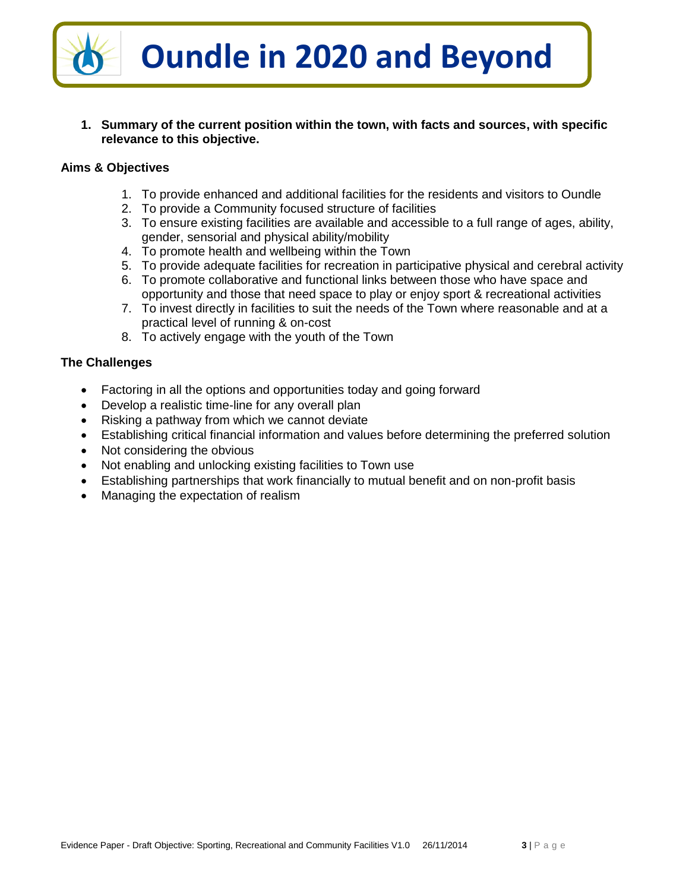# Oundle in 2020 and Beyond

**1. Summary of the current position within the town, with facts and sources, with specific relevance to this objective.**

**Aims & Objectives**

1. To provide enhanced and additional facilities for the residents and visitors to Oundle
2. To provide a Community focused structure of facilities
3. To ensure existing facilities are available and accessible to a full range of ages, ability, gender, sensorial and physical ability/mobility
4. To promote health and wellbeing within the Town
5. To provide adequate facilities for recreation in participative physical and cerebral activity
6. To promote collaborative and functional links between those who have space and opportunity and those that need space to play or enjoy sport & recreational activities
7. To invest directly in facilities to suit the needs of the Town where reasonable and at a practical level of running & on-cost
8. To actively engage with the youth of the Town

**The Challenges**

- Factoring in all the options and opportunities today and going forward
- Develop a realistic time-line for any overall plan
- Risking a pathway from which we cannot deviate
- Establishing critical financial information and values before determining the preferred solution
- Not considering the obvious
- Not enabling and unlocking existing facilities to Town use
- Establishing partnerships that work financially to mutual benefit and on non-profit basis
- Managing the expectation of realism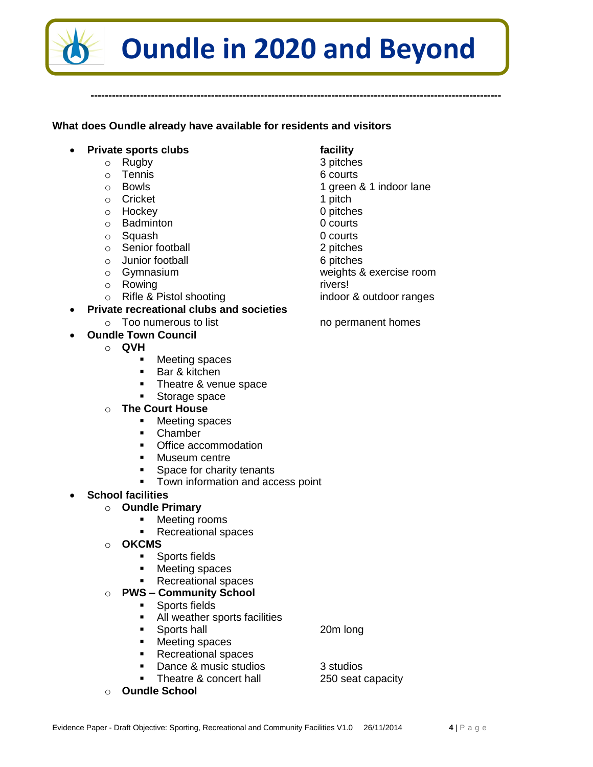# Oundle in 2020 and Beyond

---

**What does Oundle already available for residents and visitors**

- **Private sports clubs** — **facility**
  - Rugby — 3 pitches
  - Tennis — 6 courts
  - Bowls — 1 green & 1 indoor lane
  - Cricket — 1 pitch
  - Hockey — 0 pitches
  - Badminton — 0 courts
  - Squash — 0 courts
  - Senior football — 2 pitches
  - Junior football — 6 pitches
  - Gymnasium — weights & exercise room
  - Rowing — rivers!
  - Rifle & Pistol shooting — indoor & outdoor ranges
- **Private recreational clubs and societies**
  - Too numerous to list — no permanent homes
- **Oundle Town Council**
  - **QVH**
    - Meeting spaces
    - Bar & kitchen
    - Theatre & venue space
    - Storage space
  - **The Court House**
    - Meeting spaces
    - Chamber
    - Office accommodation
    - Museum centre
    - Space for charity tenants
    - Town information and access point
- **School facilities**
  - **Oundle Primary**
    - Meeting rooms
    - Recreational spaces
  - **OKCMS**
    - Sports fields
    - Meeting spaces
    - Recreational spaces
  - **PWS – Community School**
    - Sports fields
    - All weather sports facilities
    - Sports hall — 20m long
    - Meeting spaces
    - Recreational spaces
    - Dance & music studios — 3 studios
    - Theatre & concert hall — 250 seat capacity
  - **Oundle School**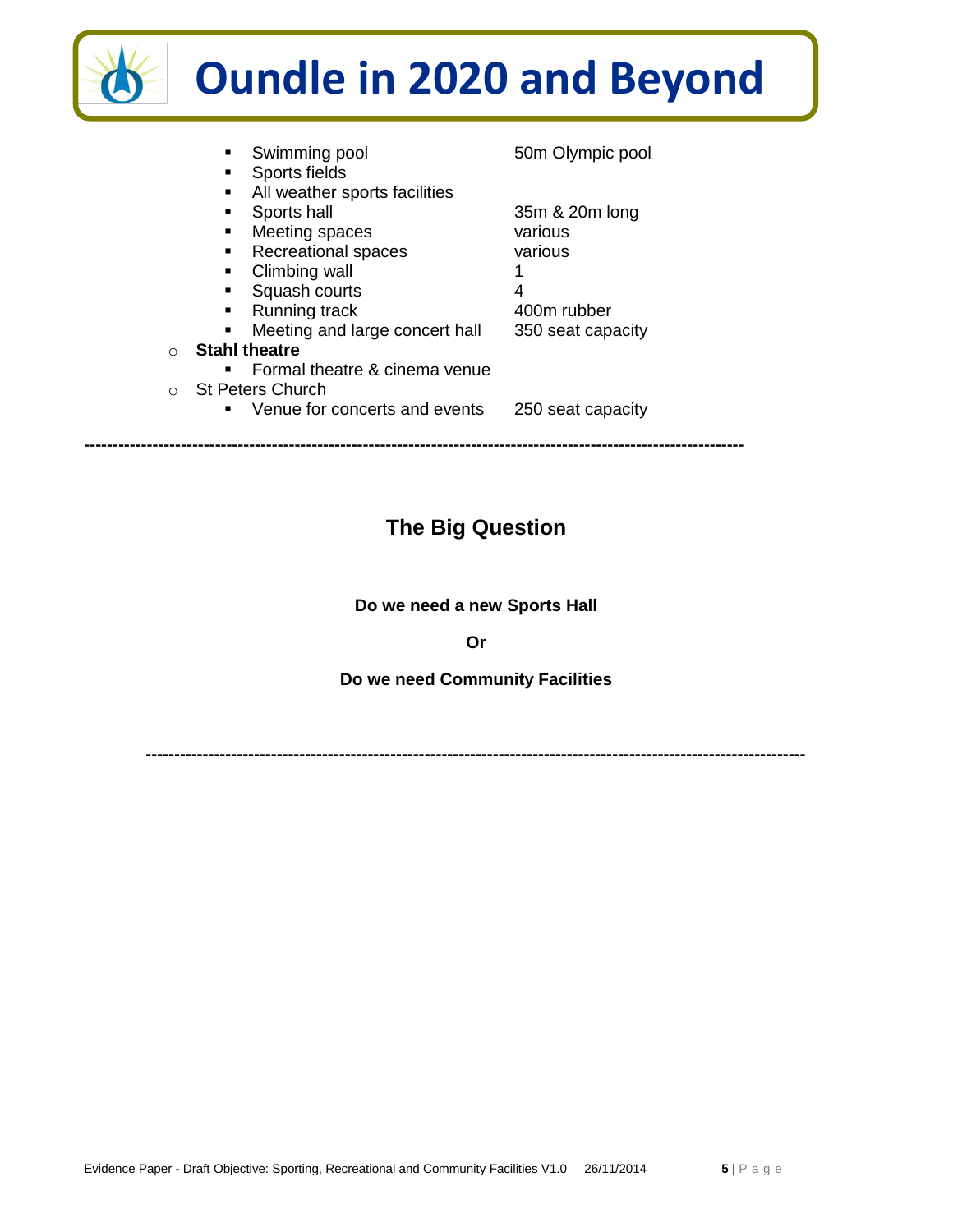- Swimming pool — 50m Olympic pool
- Sports fields
- All weather sports facilities
- Sports hall — 35m & 20m long
- Meeting spaces — various
- Recreational spaces — various
- Climbing wall — 1
- Squash courts — 4
- Running track — 400m rubber
- Meeting and large concert hall — 350 seat capacity

- **Stahl theatre**
  - Formal theatre & cinema venue
- St Peters Church
  - Venue for concerts and events — 250 seat capacity

---

## The Big Question

**Do we need a new Sports Hall**

**Or**

**Do we need Community Facilities**

---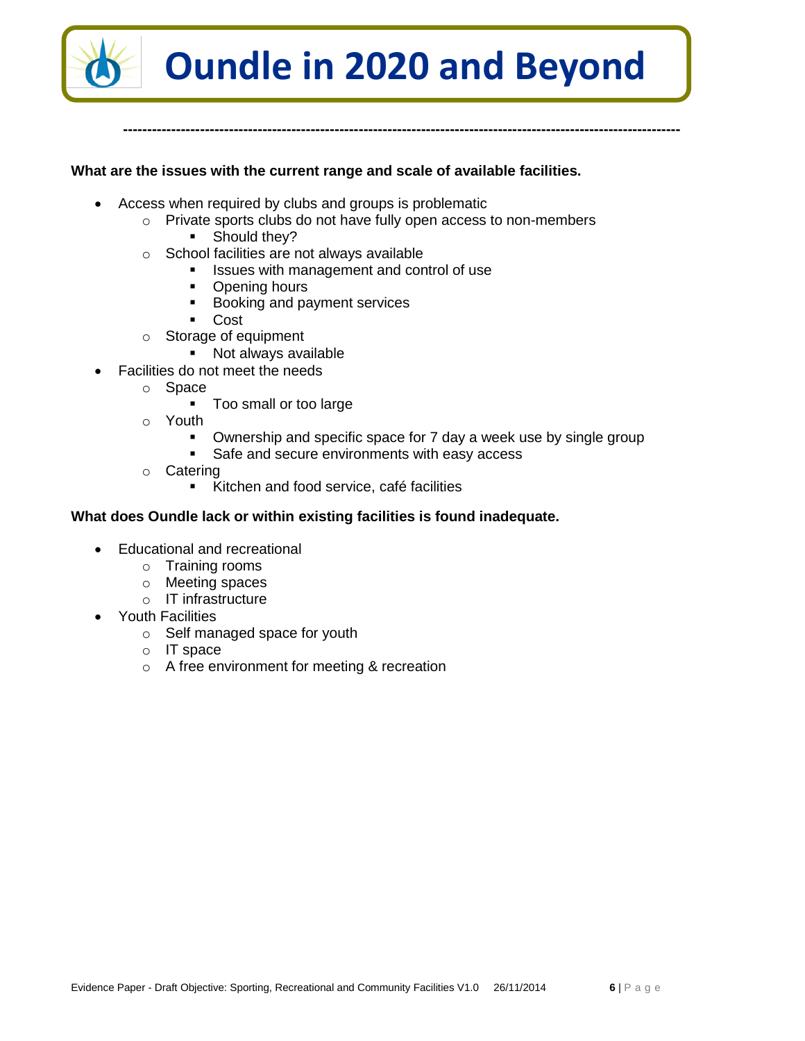**What are the issues with the current range and scale of available facilities.**

- Access when required by clubs and groups is problematic
    - Private sports clubs do not have fully open access to non-members
        - Should they?
    - School facilities are not always available
        - Issues with management and control of use
        - Opening hours
        - Booking and payment services
        - Cost
    - Storage of equipment
        - Not always available
- Facilities do not meet the needs
    - Space
        - Too small or too large
    - Youth
        - Ownership and specific space for 7 day a week use by single group
        - Safe and secure environments with easy access
    - Catering
        - Kitchen and food service, café facilities

**What does Oundle lack or within existing facilities is found inadequate.**

- Educational and recreational
    - Training rooms
    - Meeting spaces
    - IT infrastructure
- Youth Facilities
    - Self managed space for youth
    - IT space
    - A free environment for meeting & recreation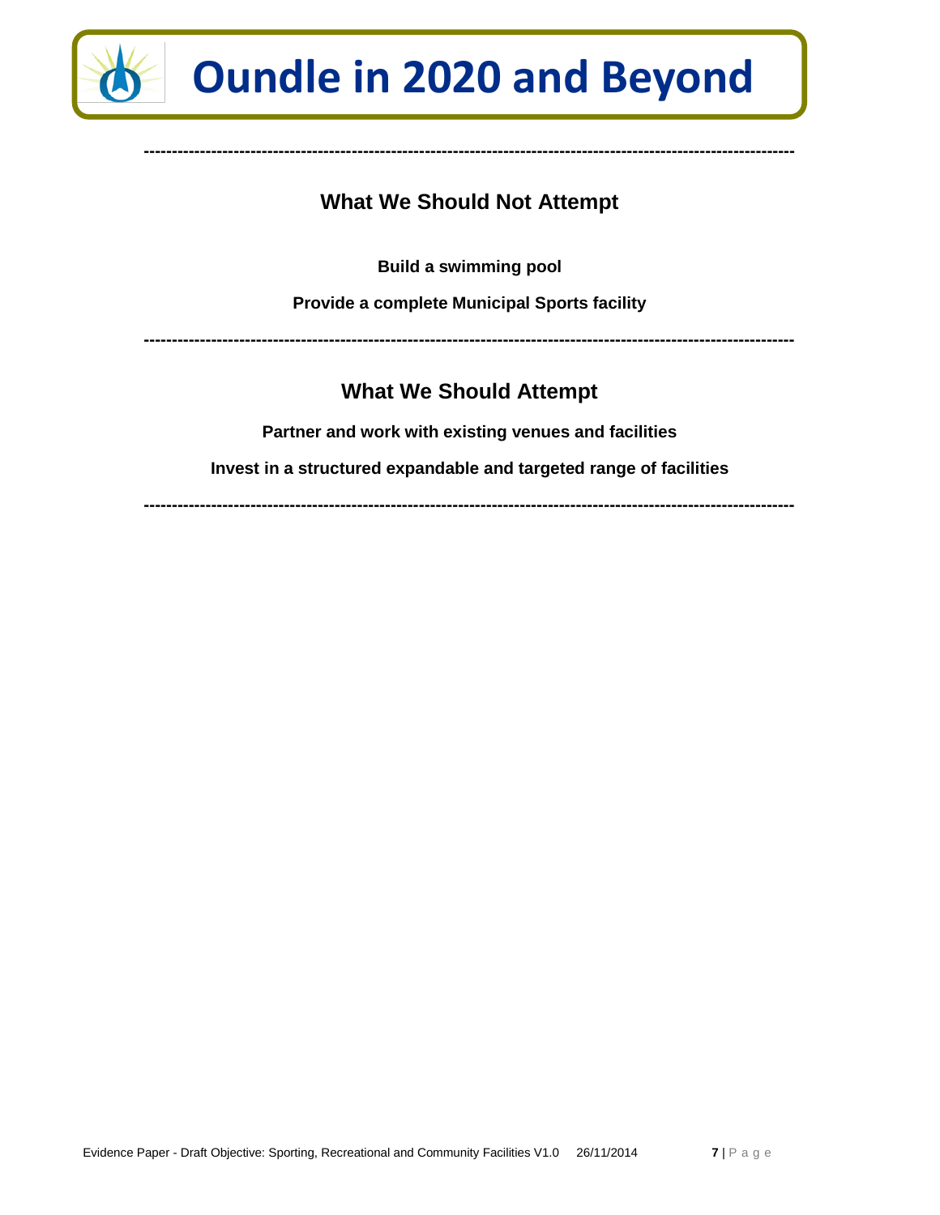---

## What We Should Not Attempt

**Build a swimming pool**

**Provide a complete Municipal Sports facility**

---

## What We Should Attempt

**Partner and work with existing venues and facilities**

**Invest in a structured expandable and targeted range of facilities**

---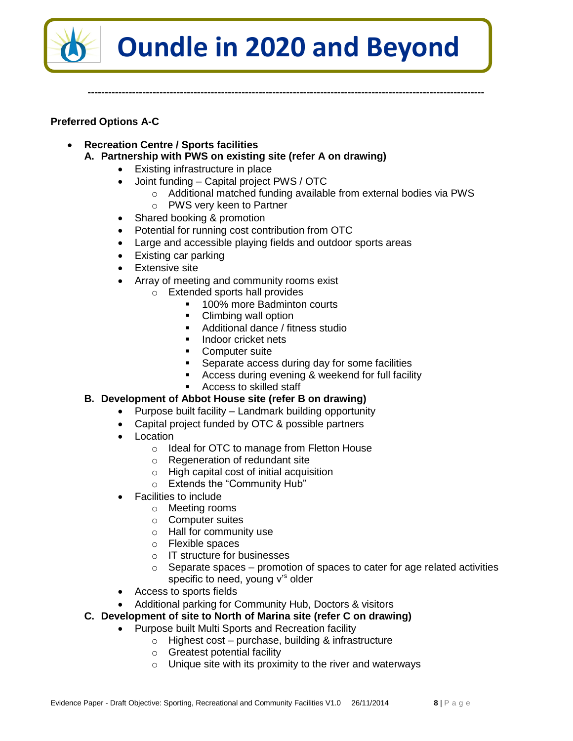**Preferred Options A-C**

- **Recreation Centre / Sports facilities**

**A. Partnership with PWS on existing site (refer A on drawing)**

- Existing infrastructure in place
- Joint funding – Capital project PWS / OTC
  - Additional matched funding available from external bodies via PWS
  - PWS very keen to Partner
- Shared booking & promotion
- Potential for running cost contribution from OTC
- Large and accessible playing fields and outdoor sports areas
- Existing car parking
- Extensive site
- Array of meeting and community rooms exist
  - Extended sports hall provides
    - 100% more Badminton courts
    - Climbing wall option
    - Additional dance / fitness studio
    - Indoor cricket nets
    - Computer suite
    - Separate access during day for some facilities
    - Access during evening & weekend for full facility
    - Access to skilled staff

**B. Development of Abbot House site (refer B on drawing)**

- Purpose built facility – Landmark building opportunity
- Capital project funded by OTC & possible partners
- Location
  - Ideal for OTC to manage from Fletton House
  - Regeneration of redundant site
  - High capital cost of initial acquisition
  - Extends the "Community Hub"
- Facilities to include
  - Meeting rooms
  - Computer suites
  - Hall for community use
  - Flexible spaces
  - IT structure for businesses
  - Separate spaces – promotion of spaces to cater for age related activities specific to need, young v's older
- Access to sports fields
- Additional parking for Community Hub, Doctors & visitors

**C. Development of site to North of Marina site (refer C on drawing)**

- Purpose built Multi Sports and Recreation facility
  - Highest cost – purchase, building & infrastructure
  - Greatest potential facility
  - Unique site with its proximity to the river and waterways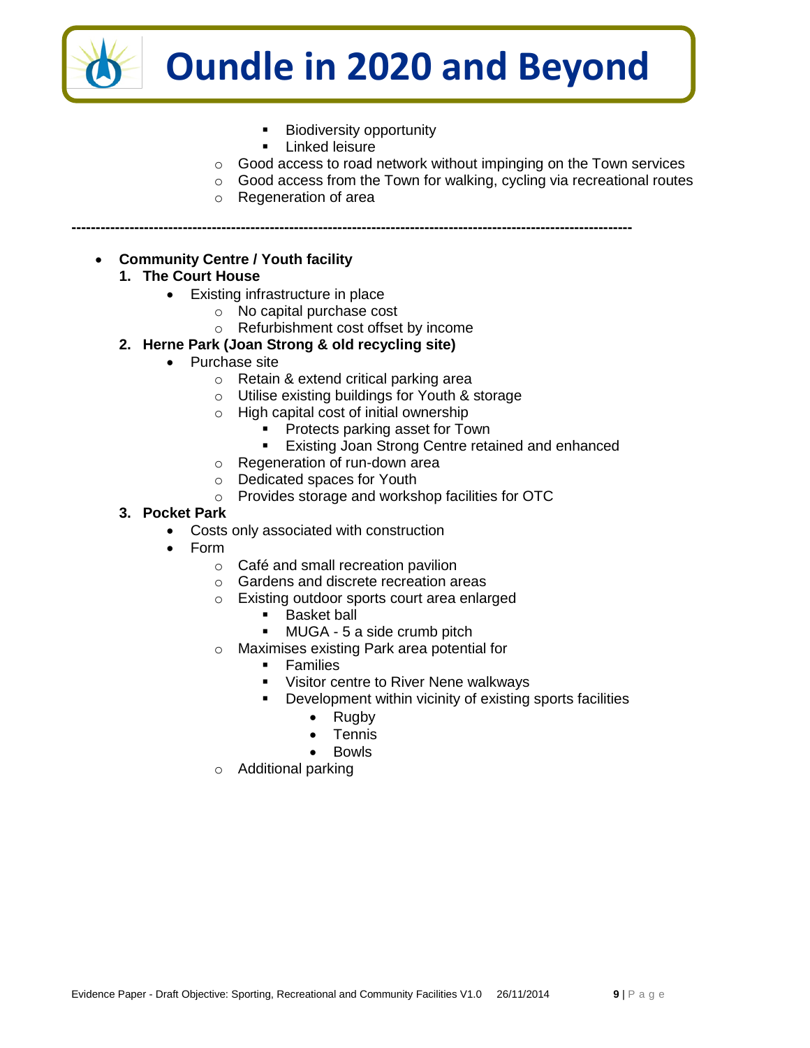- Biodiversity opportunity
        - Linked leisure
    - Good access to road network without impinging on the Town services
    - Good access from the Town for walking, cycling via recreational routes
    - Regeneration of area

---

- **Community Centre / Youth facility**
  1. **The Court House**
     - Existing infrastructure in place
       - No capital purchase cost
       - Refurbishment cost offset by income
  2. **Herne Park (Joan Strong & old recycling site)**
     - Purchase site
       - Retain & extend critical parking area
       - Utilise existing buildings for Youth & storage
       - High capital cost of initial ownership
         - Protects parking asset for Town
         - Existing Joan Strong Centre retained and enhanced
       - Regeneration of run-down area
       - Dedicated spaces for Youth
       - Provides storage and workshop facilities for OTC
  3. **Pocket Park**
     - Costs only associated with construction
     - Form
       - Café and small recreation pavilion
       - Gardens and discrete recreation areas
       - Existing outdoor sports court area enlarged
         - Basket ball
         - MUGA - 5 a side crumb pitch
       - Maximises existing Park area potential for
         - Families
         - Visitor centre to River Nene walkways
         - Development within vicinity of existing sports facilities
           - Rugby
           - Tennis
           - Bowls
       - Additional parking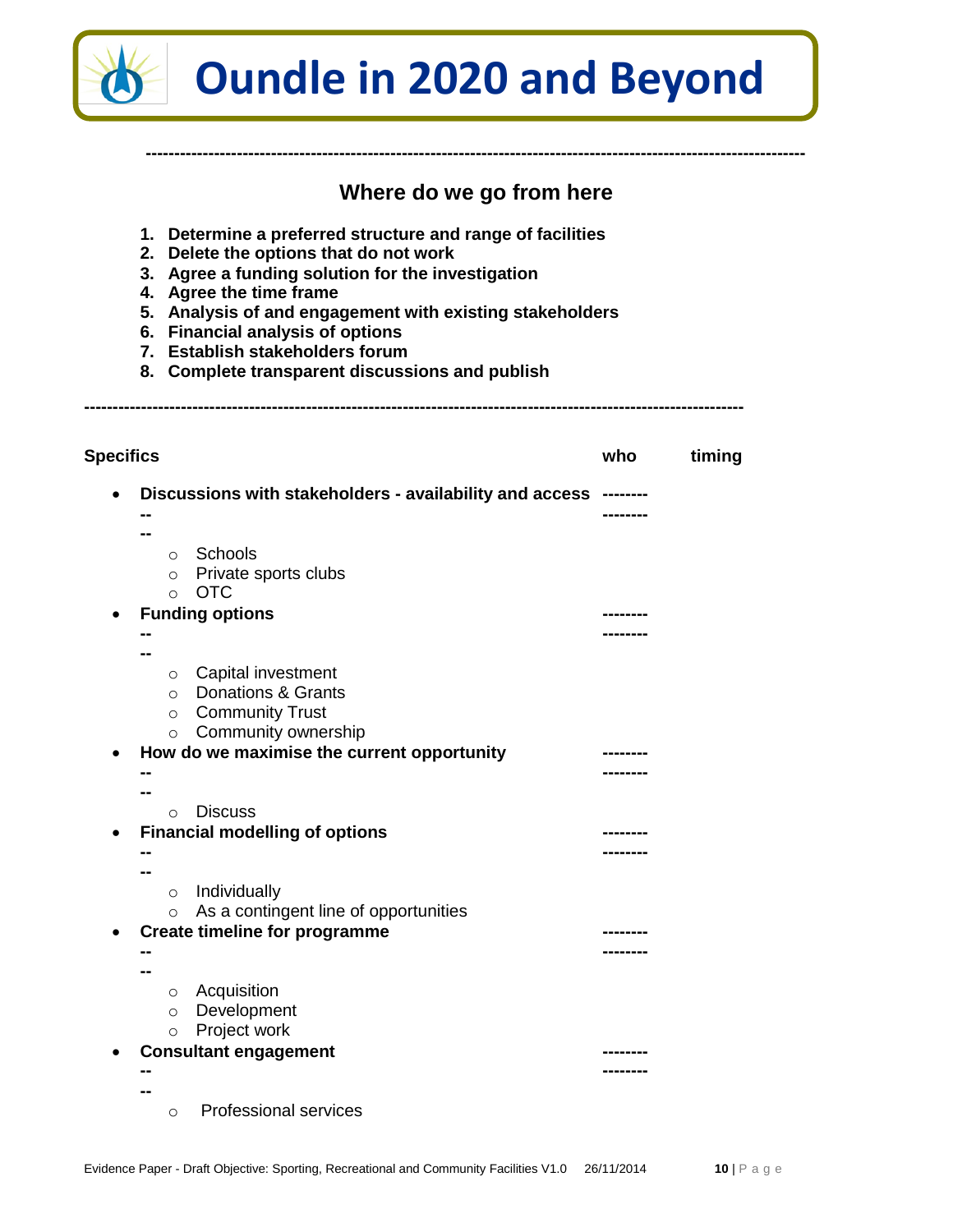# Oundle in 2020 and Beyond

---

## Where do we go from here

1. **Determine a preferred structure and range of facilities**
2. **Delete the options that do not work**
3. **Agree a funding solution for the investigation**
4. **Agree the time frame**
5. **Analysis of and engagement with existing stakeholders**
6. **Financial analysis of options**
7. **Establish stakeholders forum**
8. **Complete transparent discussions and publish**

---

| **Specifics** | **who** | **timing** |
| --- | --- | --- |
| • **Discussions with stakeholders - availability and access ----** | -------- | |
| | -------- | |
| ○ Schools | | |
| ○ Private sports clubs | | |
| ○ OTC | | |
| • **Funding options ----** | -------- | |
| | -------- | |
| ○ Capital investment | | |
| ○ Donations & Grants | | |
| ○ Community Trust | | |
| ○ Community ownership | | |
| • **How do we maximise the current opportunity ----** | -------- | |
| | -------- | |
| ○ Discuss | | |
| • **Financial modelling of options ----** | -------- | |
| | -------- | |
| ○ Individually | | |
| ○ As a contingent line of opportunities | | |
| • **Create timeline for programme ----** | -------- | |
| | -------- | |
| ○ Acquisition | | |
| ○ Development | | |
| ○ Project work | | |
| • **Consultant engagement ----** | -------- | |
| | -------- | |
| ○ Professional services | | |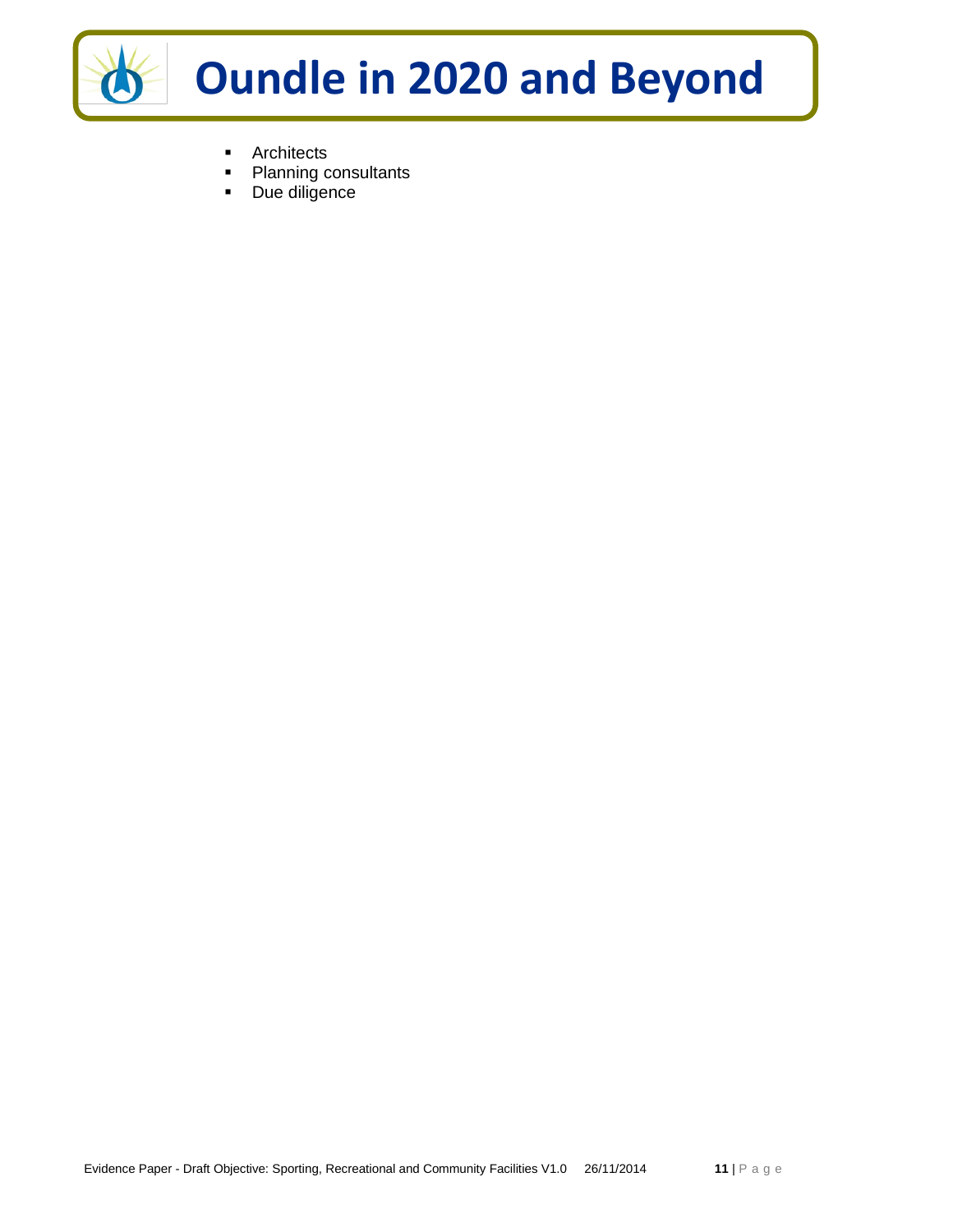- Architects
- Planning consultants
- Due diligence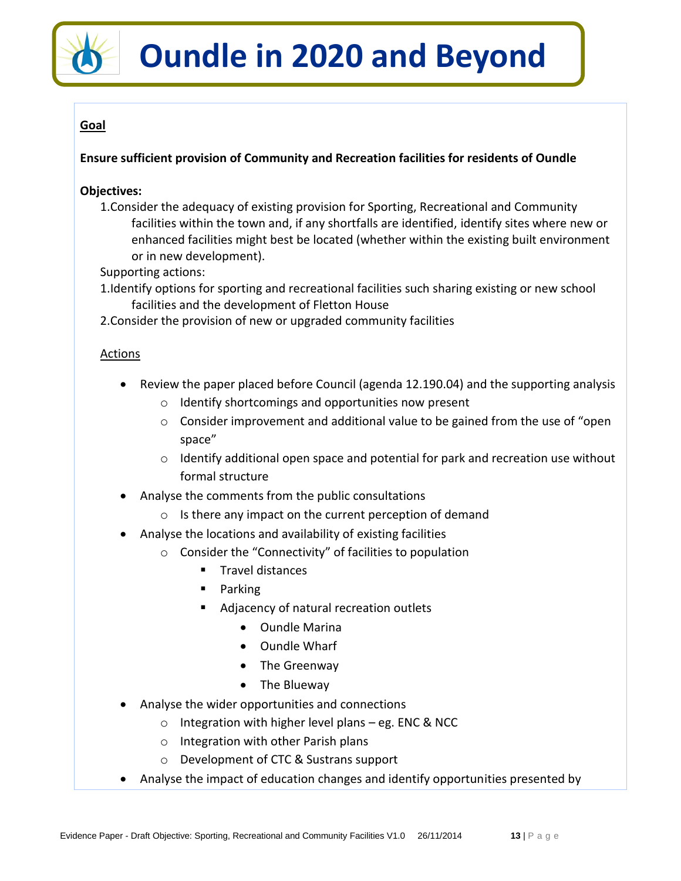# Oundle in 2020 and Beyond

**Goal**

**Ensure sufficient provision of Community and Recreation facilities for residents of Oundle**

**Objectives:**

1.Consider the adequacy of existing provision for Sporting, Recreational and Community facilities within the town and, if any shortfalls are identified, identify sites where new or enhanced facilities might best be located (whether within the existing built environment or in new development).

Supporting actions:

1.Identify options for sporting and recreational facilities such sharing existing or new school facilities and the development of Fletton House

2.Consider the provision of new or upgraded community facilities

Actions

- Review the paper placed before Council (agenda 12.190.04) and the supporting analysis
  - Identify shortcomings and opportunities now present
  - Consider improvement and additional value to be gained from the use of "open space"
  - Identify additional open space and potential for park and recreation use without formal structure
- Analyse the comments from the public consultations
  - Is there any impact on the current perception of demand
- Analyse the locations and availability of existing facilities
  - Consider the "Connectivity" of facilities to population
    - Travel distances
    - Parking
    - Adjacency of natural recreation outlets
      - Oundle Marina
      - Oundle Wharf
      - The Greenway
      - The Blueway
- Analyse the wider opportunities and connections
  - Integration with higher level plans – eg. ENC & NCC
  - Integration with other Parish plans
  - Development of CTC & Sustrans support
- Analyse the impact of education changes and identify opportunities presented by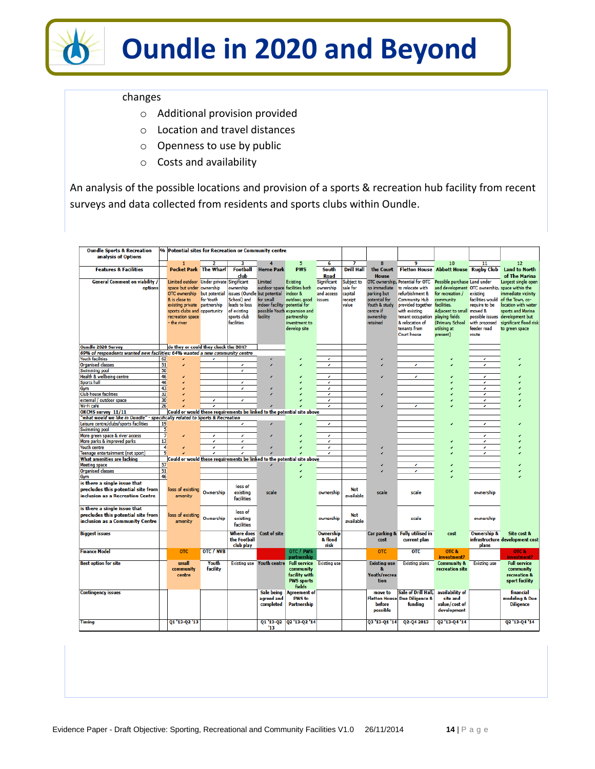changes

- Additional provision provided
- Location and travel distances
- Openness to use by public
- Costs and availability

An analysis of the possible locations and provision of a sports & recreation hub facility from recent surveys and data collected from residents and sports clubs within Oundle.

| Oundle Sports & Recreation analysis of Options | % | Potential sites for Recreation or Community centre | | | | | | | | | | | |
|---|---|---|---|---|---|---|---|---|---|---|---|---|---|
| | | 1 | 2 | 3 | 4 | 5 | 6 | 7 | 8 | 9 | 10 | 11 | 12 |
| Features & Facilities | | Pocket Park | The Wharf | Football club | Herne Park | PWS | South Road | Drill Hall | the Court House | Fletton House | Abbott House | Rugby Club | Land to North of The Marina |
| General Comment on viability / options | | Limited outdoor space but under OTC ownership & is close to existing private sports clubs and recreation space - the river | Under private ownership but potential for Youth partnership opportunity | Significant ownership issues (Oundle School) and leads to loss of existing sports club facilities | Limited outdoor space but potential for small indoor facility - possible Youth facility | Existing facilities both indoor & outdoor, good potential for expansion and partnership investment to develop site | Significant ownership and access issues | Subject to sale for capital receipt value | OTC ownership, no immediate parking but potential for Youth & study centre if ownership retained | Potential for OTC to relocate with refurbishment & Community Hub provided together with existing tenant occupation & relocation of tenants from Court house | Possible purchase and development for recreation / community facilities. Adjacent to small playing fields (Primary School utilising at present) | Land under OTC ownership, existing facilities would require to be moved & possible issues with proposed feeder road route | Largest single open space within the immediate vicinity of the Town, co-location with water sports and Marina development but significant flood risk to green space |
| Oundle 2020 Survey | | do they or could they check the BOX? | | | | | | | | | | | |
| 69% of respondents wanted new facilities; 64% wanted a new community centre | | | | | | | | | | | | | |
| Youth facilities | 62 | ✓ | ✓ | | ✓ | ✓ | ✓ | | ✓ | | ✓ | ✓ | ✓ |
| Organised classes | 51 | ✓ | | ✓ | ✓ | ✓ | ✓ | | ✓ | ✓ | ✓ | ✓ | ✓ |
| Swimming pool | 50 | | | ✓ | | | | | | | | | |
| Health & wellbeing centre | 46 | ✓ | | | ✓ | ✓ | ✓ | | ✓ | ✓ | ✓ | ✓ | ✓ |
| Sports hall | 46 | ✓ | | ✓ | | ✓ | ✓ | | | | ✓ | ✓ | ✓ |
| Gym | 43 | ✓ | | ✓ | ✓ | ✓ | ✓ | | | | ✓ | ✓ | ✓ |
| Club house facilities | 32 | ✓ | | | ✓ | ✓ | ✓ | | ✓ | | ✓ | ✓ | ✓ |
| external / outdoor space | 30 | ✓ | ✓ | ✓ | ✓ | ✓ | ✓ | | | | ✓ | ✓ | ✓ |
| Wi-Fi café | 26 | ✓ | ✓ | | ✓ | ✓ | ✓ | | ✓ | ✓ | ✓ | ✓ | ✓ |
| OKCMS survey 11/11 | | Could or would these requirements be linked to the potential site above | | | | | | | | | | | |
| "what would we like in Oundle" - specifically related to Sports & Recreation | | | | | | | | | | | | | |
| Leisure centre/clubs/sports facilities | 19 | | | ✓ | ✓ | ✓ | ✓ | | | | ✓ | ✓ | ✓ |
| Swimming pool | 5 | | | | | | | | | | | | |
| More green space & river access | 7 | ✓ | ✓ | ✓ | ✓ | ✓ | ✓ | | | | | ✓ | ✓ |
| More parks & improved parks | 13 | | ✓ | ✓ | | ✓ | ✓ | | | | ✓ | ✓ | ✓ |
| Youth centre | 4 | ✓ | ✓ | ✓ | ✓ | ✓ | ✓ | | ✓ | | ✓ | ✓ | ✓ |
| Teenage entertainment (not sport) | 9 | ✓ | ✓ | ✓ | ✓ | ✓ | ✓ | | ✓ | | ✓ | ✓ | ✓ |
| What amenities are lacking | | Could or would these requirements be linked to the potential site above | | | ✓ | | | | | | | | |
| Meeting space | 57 | | | | | ✓ | | | ✓ | ✓ | ✓ | | ✓ |
| Organised classes | 51 | | | | | ✓ | | | ✓ | ✓ | ✓ | | ✓ |
| Gym | 46 | | | | | ✓ | | | | | ✓ | | ✓ |
| is there a single issue that precludes this potential site from inclusion as a Recreation Centre | | loss of existing amenity | Ownership | loss of existing facilities | scale | | ownership | Not available | scale | scale | | ownership | |
| is there a single issue that precludes this potential site from inclusion as a Community Centre | | loss of existing amenity | Ownership | loss of existing facilities | | | ownership | Not available | | scale | | ownership | |
| Biggest issues | | | | Where does the Football club play | Cost of site | | Ownership & flood risk | | Car parking & cost | Fully utilised in current plan | cost | Ownership & infrastructure plans | Site cost & development cost |
| Finance Model | | OTC | OTC / NVB | | | OTC / PWS partnership | | | OTC | OTC | OTC & investment? | | OTC & investment? |
| Best option for site | | small community centre | Youth facility | Existing use | Youth centre | Full service community facility with PWS sports fields | Existing use | | Existing use & Youth/recreation | Existing plans | Community & recreation site | Existing use | Full service community recreation & sport facility |
| Contingency issues | | | | | Sale being agreed and completed | Agreement of PWS to Partnership | | | move to Fletton House before possible | Sale of Drill Hall, Due Diligence & funding | availability of site and value/cost of development | | financial modeling & Due Diligence |
| Timing | | Q1 '13-Q2 '13 | | | Q1 '13-Q2 '13 | Q2 '13-Q2 '14 | | | Q3 '13-Q1 '14 | Q2-Q4 2013 | Q2 '13-Q4 '14 | | Q2 '13-Q4 '14 |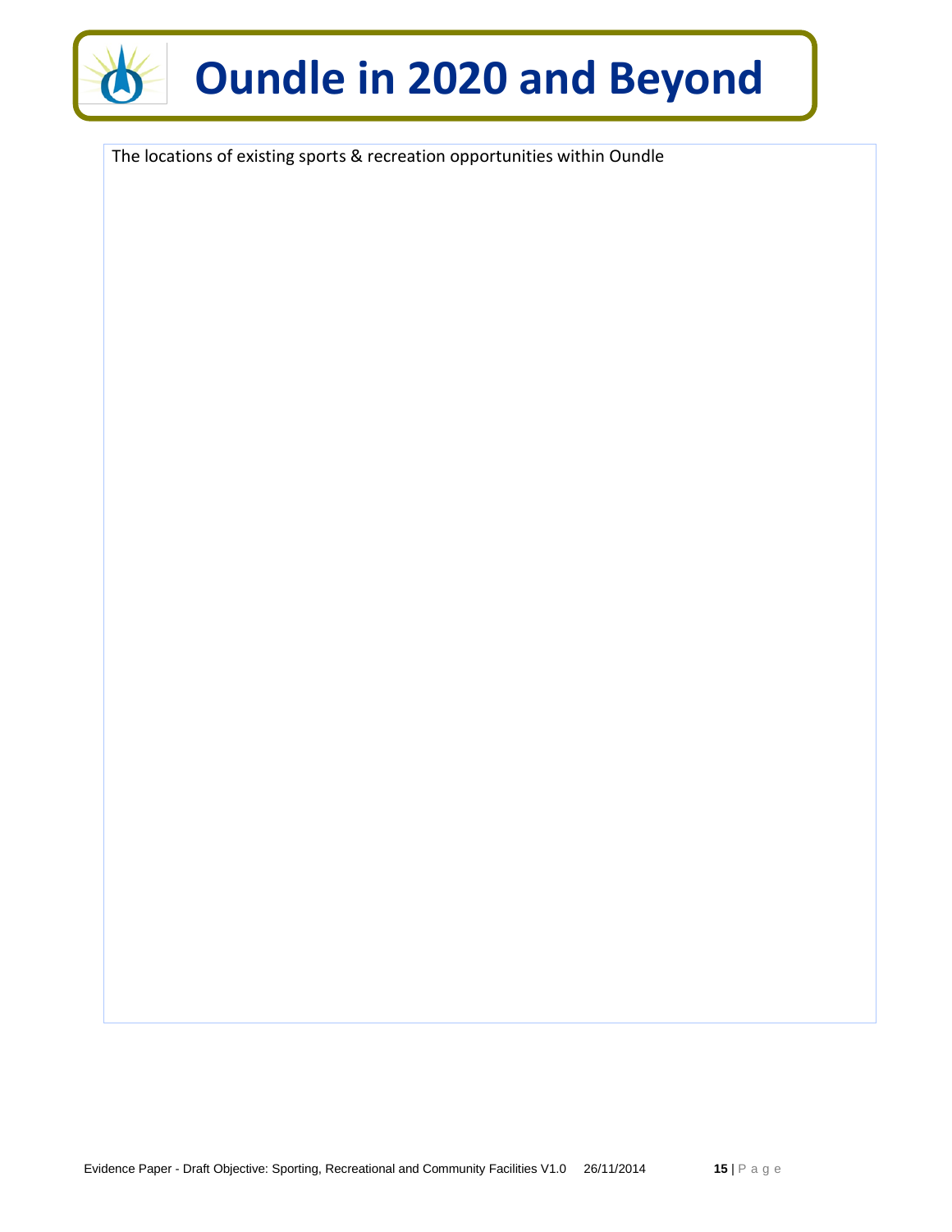The locations of existing sports & recreation opportunities within Oundle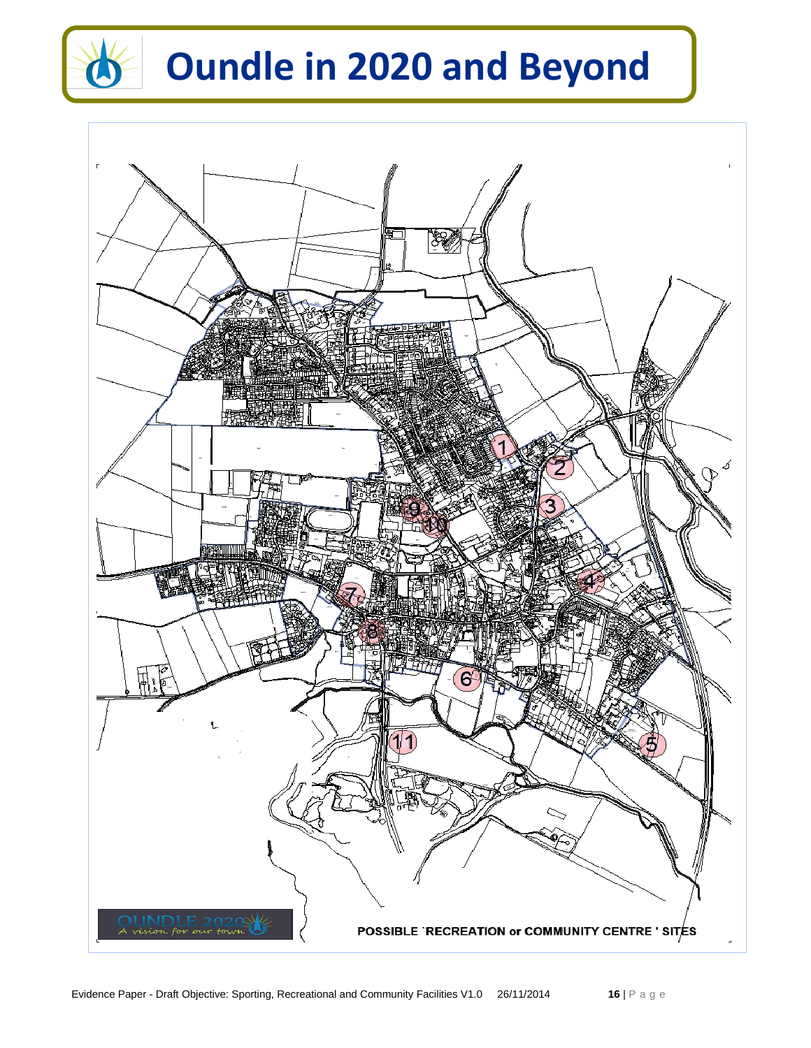# Oundle in 2020 and Beyond

OUNDLE 2020
A vision for our town

POSSIBLE `RECREATION or COMMUNITY CENTRE ' SITES

1 2 3 4 5 6 7 8 9 10 11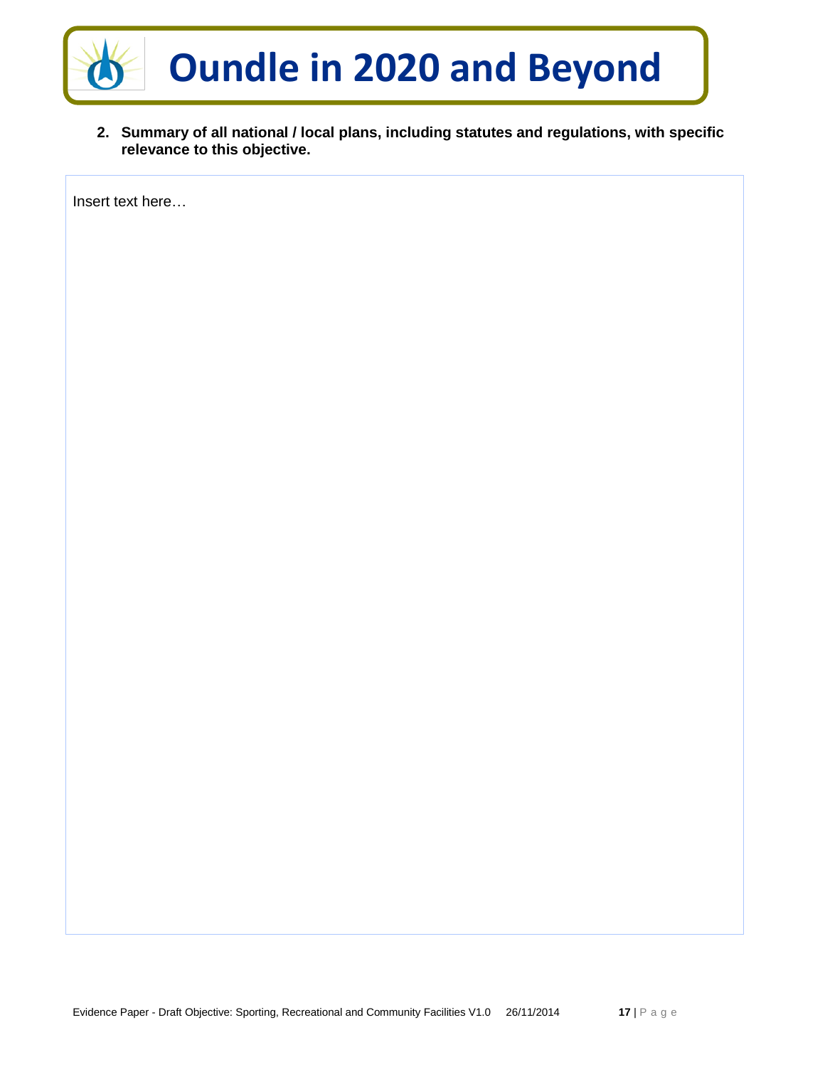**2. Summary of all national / local plans, including statutes and regulations, with specific relevance to this objective.**

Insert text here…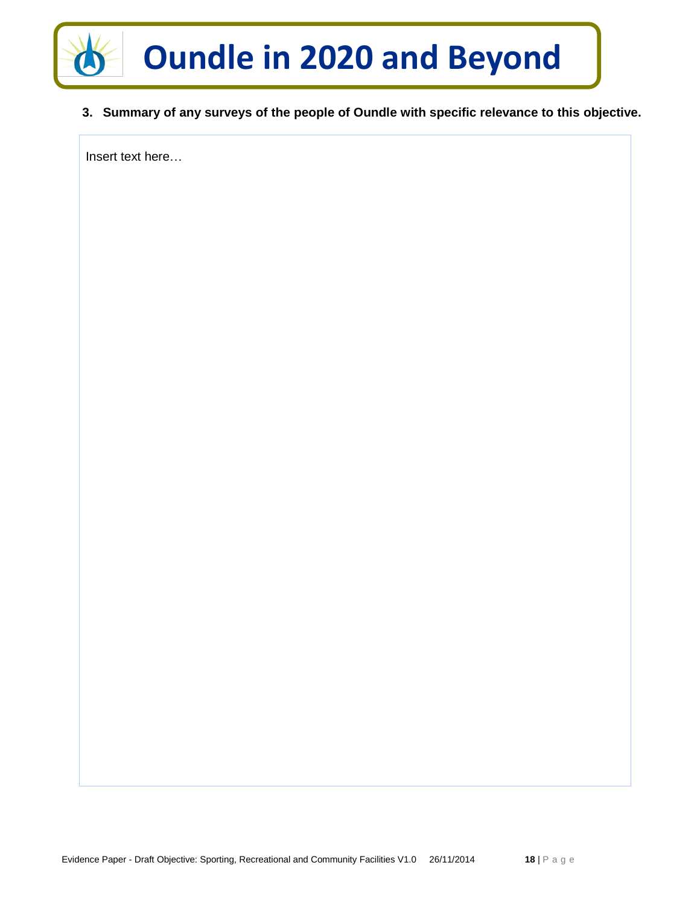3. **Summary of any surveys of the people of Oundle with specific relevance to this objective.**

Insert text here…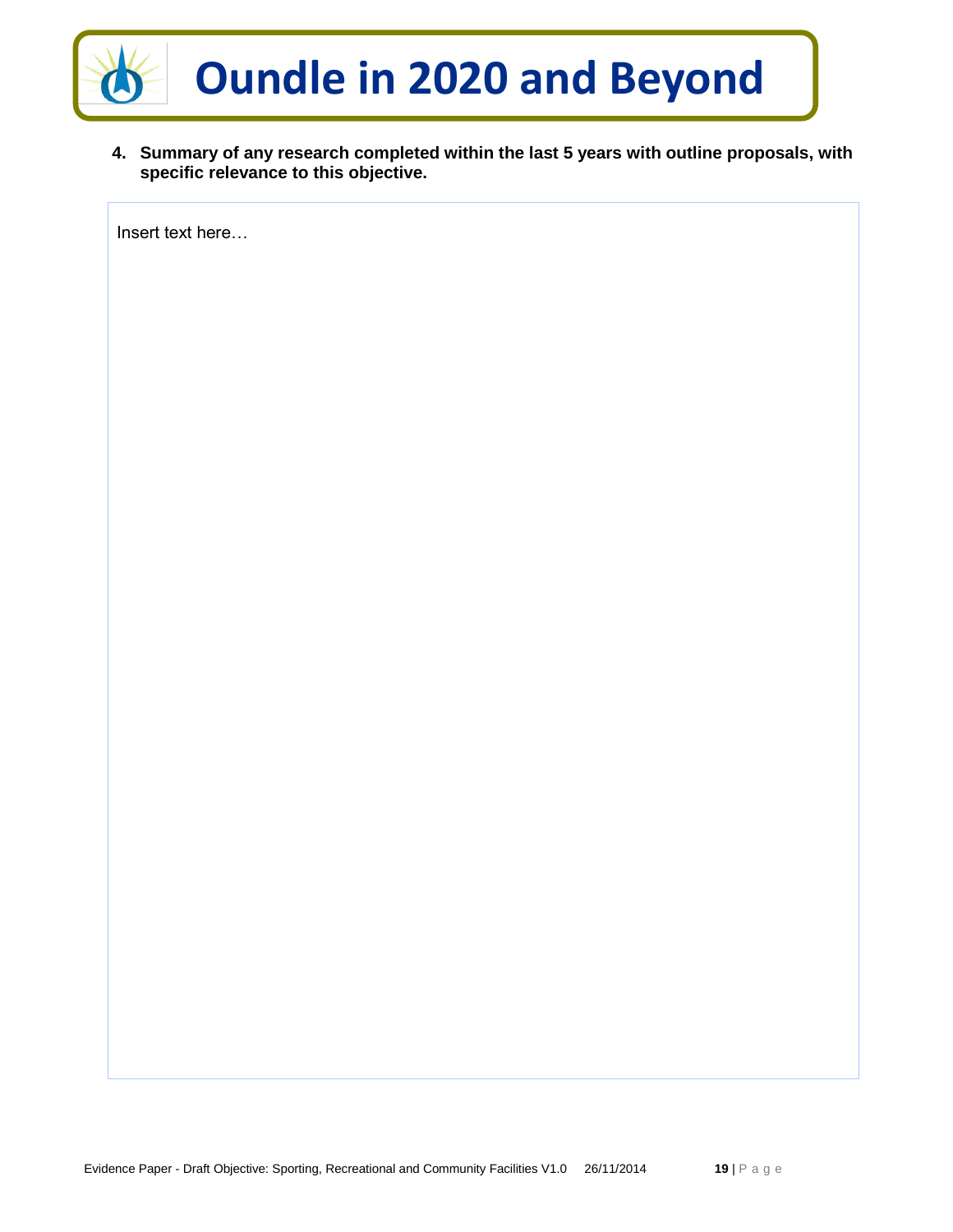**4. Summary of any research completed within the last 5 years with outline proposals, with specific relevance to this objective.**

| Insert text here… |
|---|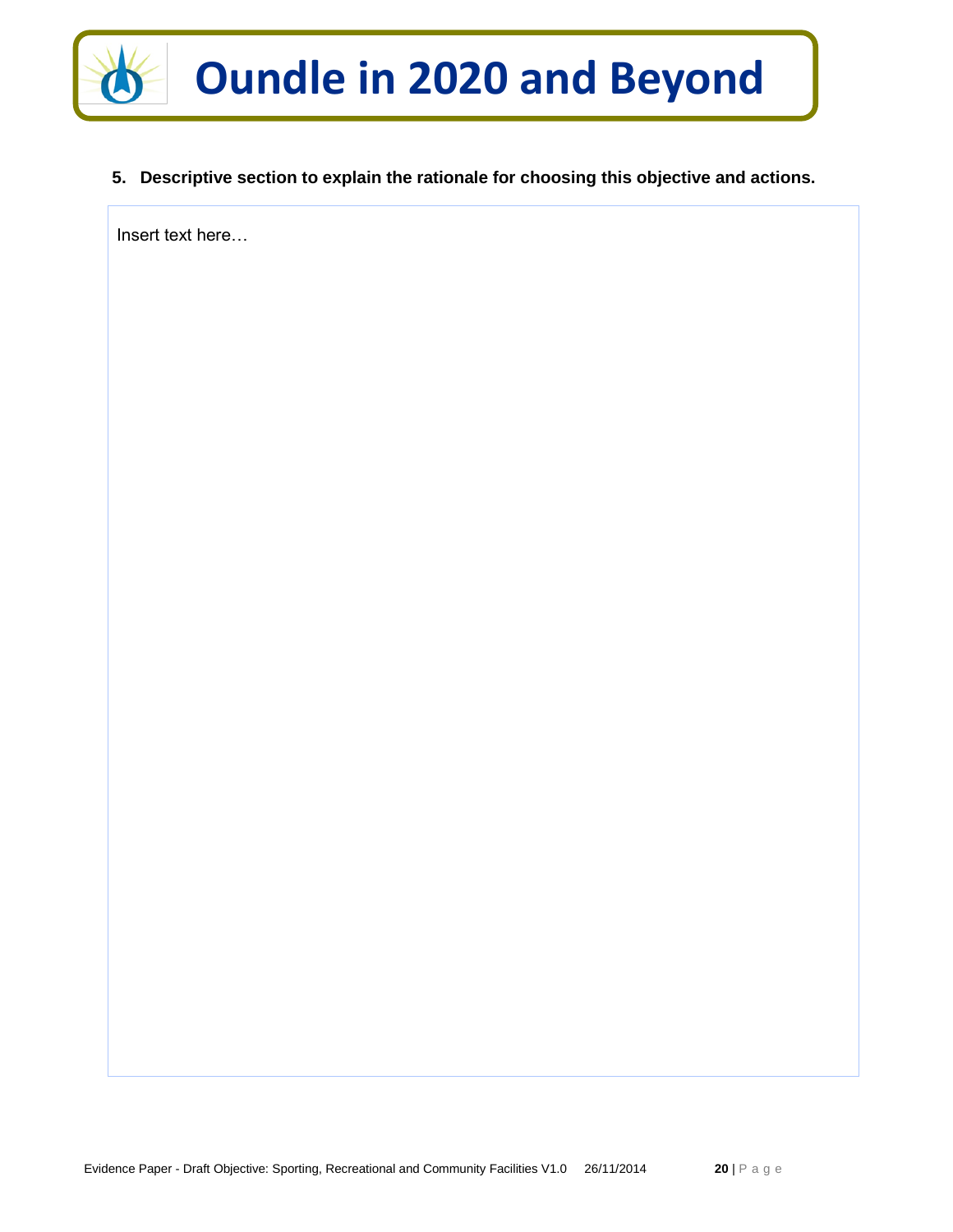5. **Descriptive section to explain the rationale for choosing this objective and actions.**

Insert text here…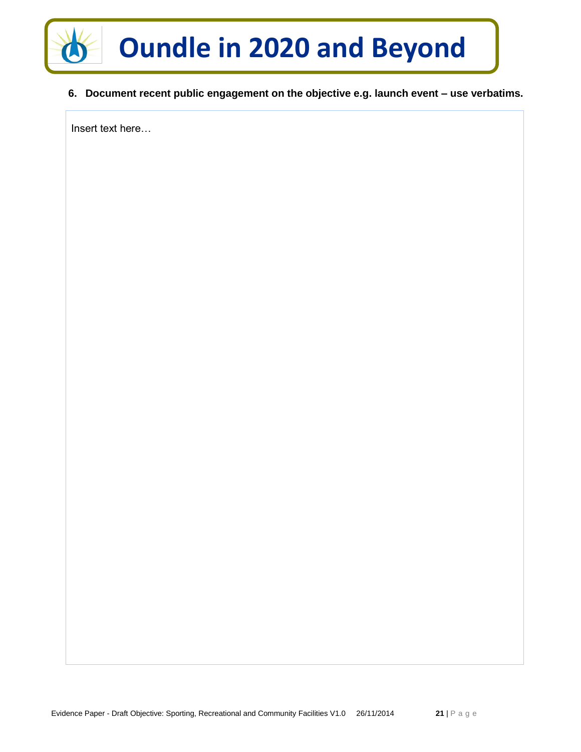**6. Document recent public engagement on the objective e.g. launch event – use verbatims.**

Insert text here…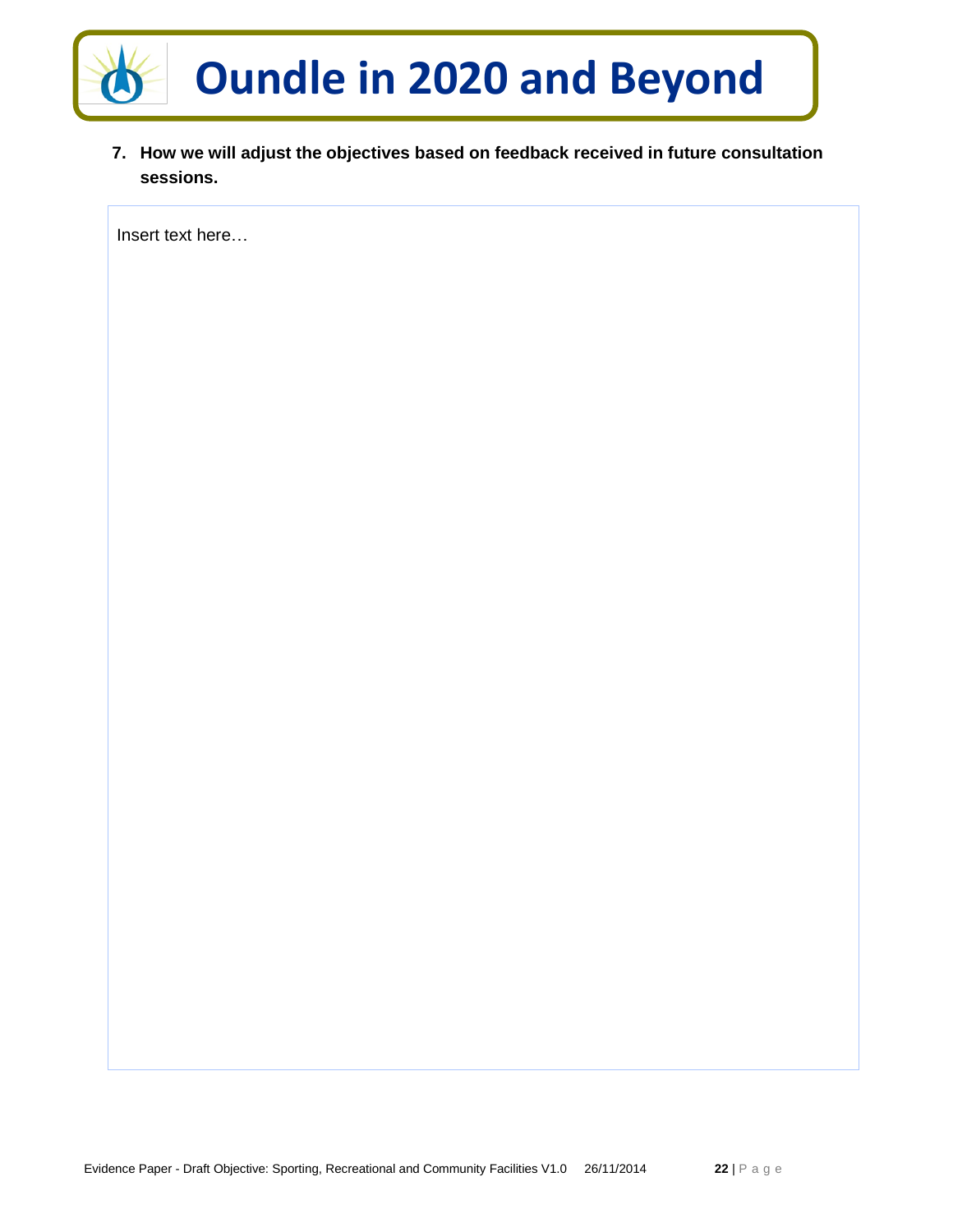7. **How we will adjust the objectives based on feedback received in future consultation sessions.**

Insert text here…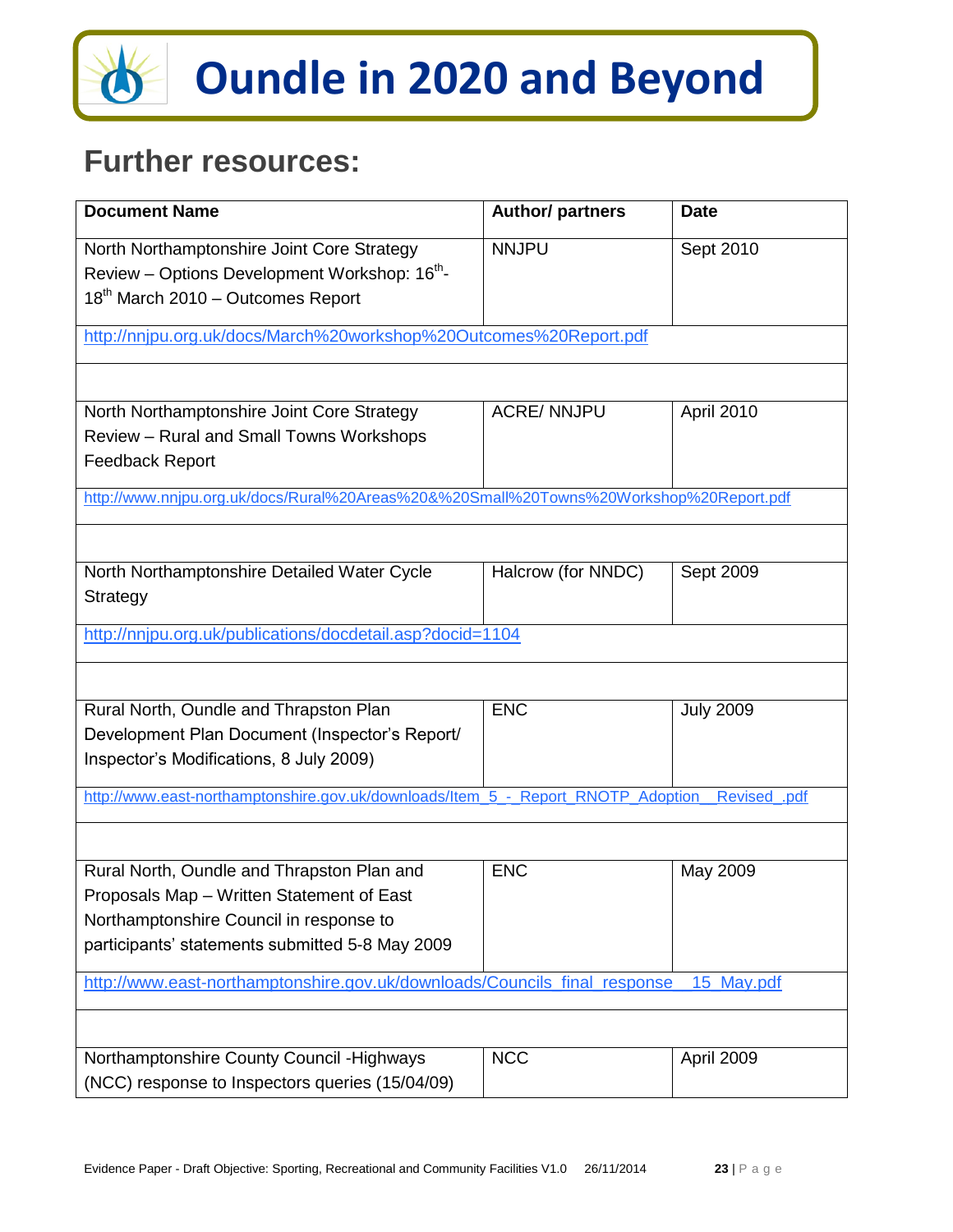# Oundle in 2020 and Beyond

## Further resources:

| Document Name | Author/ partners | Date |
|---|---|---|
| North Northamptonshire Joint Core Strategy Review – Options Development Workshop: 16th-18th March 2010 – Outcomes Report | NNJPU | Sept 2010 |
| http://nnjpu.org.uk/docs/March%20workshop%20Outcomes%20Report.pdf | | |
| | | |
| North Northamptonshire Joint Core Strategy Review – Rural and Small Towns Workshops Feedback Report | ACRE/ NNJPU | April 2010 |
| http://www.nnjpu.org.uk/docs/Rural%20Areas%20&%20Small%20Towns%20Workshop%20Report.pdf | | |
| | | |
| North Northamptonshire Detailed Water Cycle Strategy | Halcrow (for NNDC) | Sept 2009 |
| http://nnjpu.org.uk/publications/docdetail.asp?docid=1104 | | |
| | | |
| Rural North, Oundle and Thrapston Plan Development Plan Document (Inspector's Report/ Inspector's Modifications, 8 July 2009) | ENC | July 2009 |
| http://www.east-northamptonshire.gov.uk/downloads/Item_5_-_Report_RNOTP_Adoption__Revised_.pdf | | |
| | | |
| Rural North, Oundle and Thrapston Plan and Proposals Map – Written Statement of East Northamptonshire Council in response to participants' statements submitted 5-8 May 2009 | ENC | May 2009 |
| http://www.east-northamptonshire.gov.uk/downloads/Councils_final_response__15_May.pdf | | |
| | | |
| Northamptonshire County Council -Highways (NCC) response to Inspectors queries (15/04/09) | NCC | April 2009 |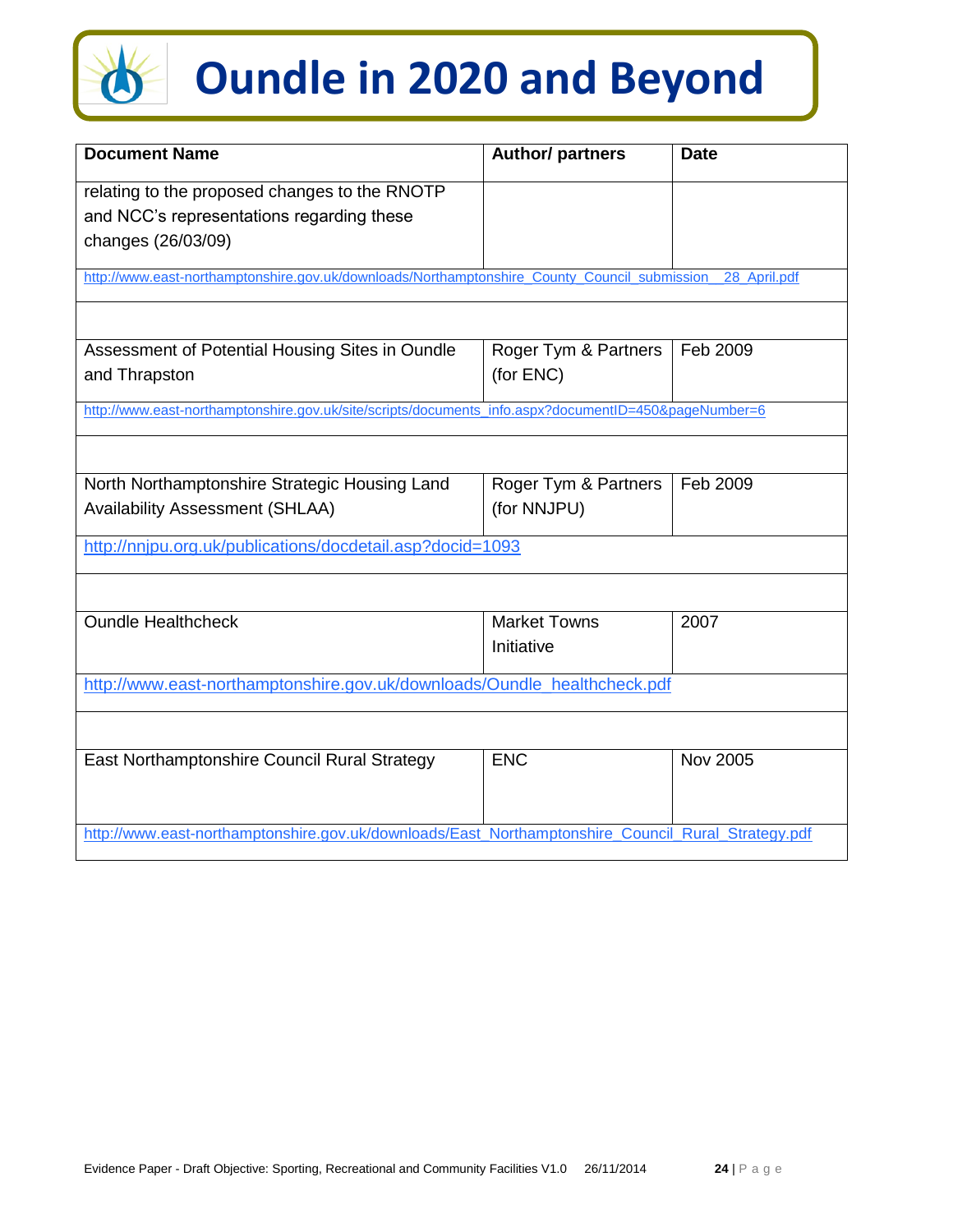| Document Name | Author/ partners | Date |
|---|---|---|
| relating to the proposed changes to the RNOTP and NCC's representations regarding these changes (26/03/09) | | |
| http://www.east-northamptonshire.gov.uk/downloads/Northamptonshire_County_Council_submission__28_April.pdf | | |
| | | |
| Assessment of Potential Housing Sites in Oundle and Thrapston | Roger Tym & Partners (for ENC) | Feb 2009 |
| http://www.east-northamptonshire.gov.uk/site/scripts/documents_info.aspx?documentID=450&pageNumber=6 | | |
| | | |
| North Northamptonshire Strategic Housing Land Availability Assessment (SHLAA) | Roger Tym & Partners (for NNJPU) | Feb 2009 |
| http://nnjpu.org.uk/publications/docdetail.asp?docid=1093 | | |
| | | |
| Oundle Healthcheck | Market Towns Initiative | 2007 |
| http://www.east-northamptonshire.gov.uk/downloads/Oundle_healthcheck.pdf | | |
| | | |
| East Northamptonshire Council Rural Strategy | ENC | Nov 2005 |
| http://www.east-northamptonshire.gov.uk/downloads/East_Northamptonshire_Council_Rural_Strategy.pdf | | |